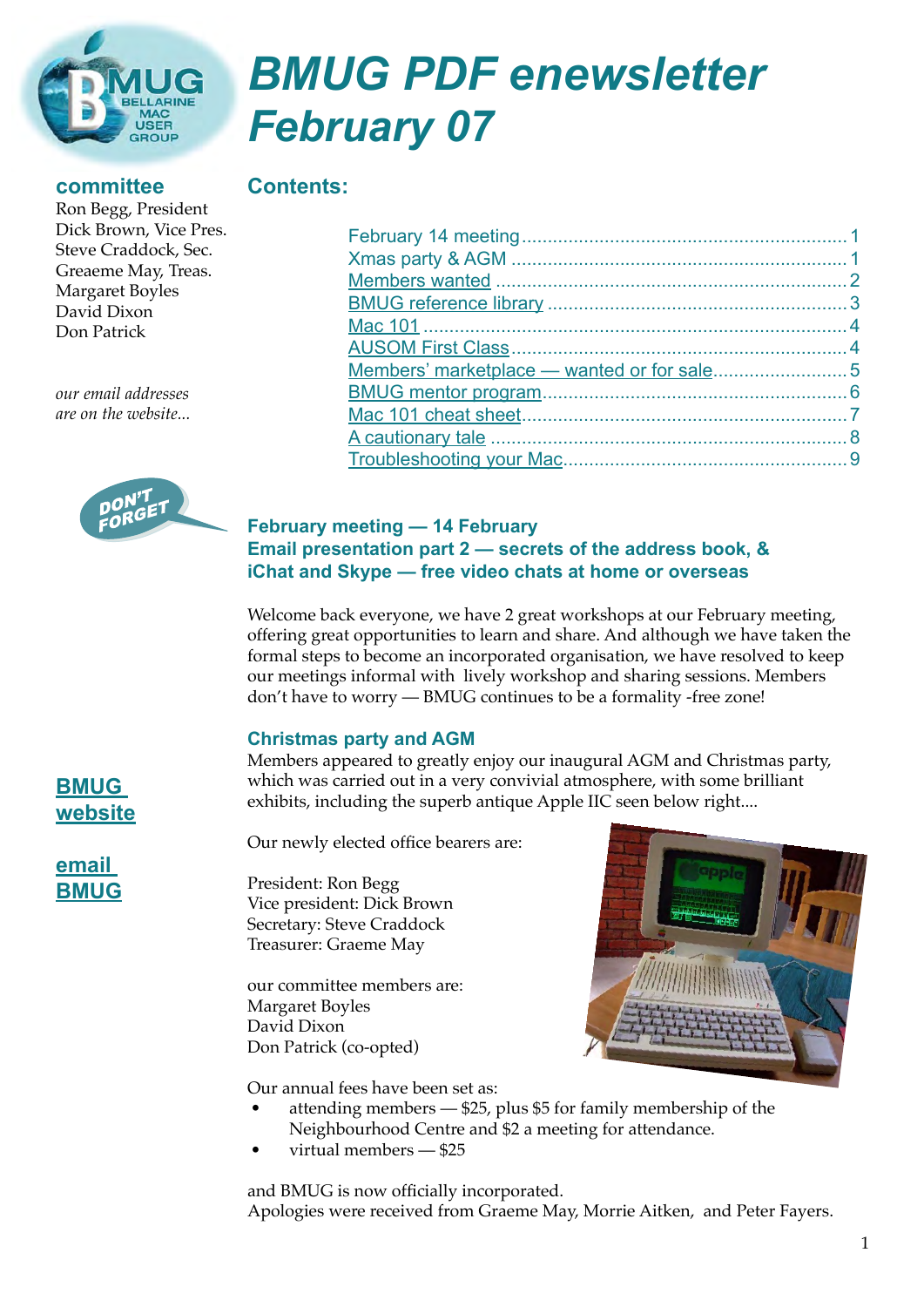# BMUG PDF enewsletter February 07

## committee

Ron Begg, President
Dick Brown, Vice Pres.
Steve Craddock, Sec.
Greaeme May, Treas.
Margaret Boyles
David Dixon
Don Patrick

*our email addresses are on the website...*

DON'T FORGET

**BMUG website**

**email BMUG**

## Contents:

| | |
|---|---|
| February 14 meeting | 1 |
| Xmas party & AGM | 1 |
| Members wanted | 2 |
| BMUG reference library | 3 |
| Mac 101 | 4 |
| AUSOM First Class | 4 |
| Members' marketplace — wanted or for sale | 5 |
| BMUG mentor program | 6 |
| Mac 101 cheat sheet | 7 |
| A cautionary tale | 8 |
| Troubleshooting your Mac | 9 |

### February meeting — 14 February
### Email presentation part 2 — secrets of the address book, & iChat and Skype — free video chats at home or overseas

Welcome back everyone, we have 2 great workshops at our February meeting, offering great opportunities to learn and share. And although we have taken the formal steps to become an incorporated organisation, we have resolved to keep our meetings informal with lively workshop and sharing sessions. Members don't have to worry — BMUG continues to be a formality -free zone!

### Christmas party and AGM

Members appeared to greatly enjoy our inaugural AGM and Christmas party, which was carried out in a very convivial atmosphere, with some brilliant exhibits, including the superb antique Apple IIC seen below right....

Our newly elected office bearers are:

President: Ron Begg
Vice president: Dick Brown
Secretary: Steve Craddock
Treasurer: Graeme May

our committee members are:
Margaret Boyles
David Dixon
Don Patrick (co-opted)

Our annual fees have been set as:

- attending members — $25, plus $5 for family membership of the Neighbourhood Centre and $2 a meeting for attendance.
- virtual members — $25

and BMUG is now officially incorporated.
Apologies were received from Graeme May, Morrie Aitken, and Peter Fayers.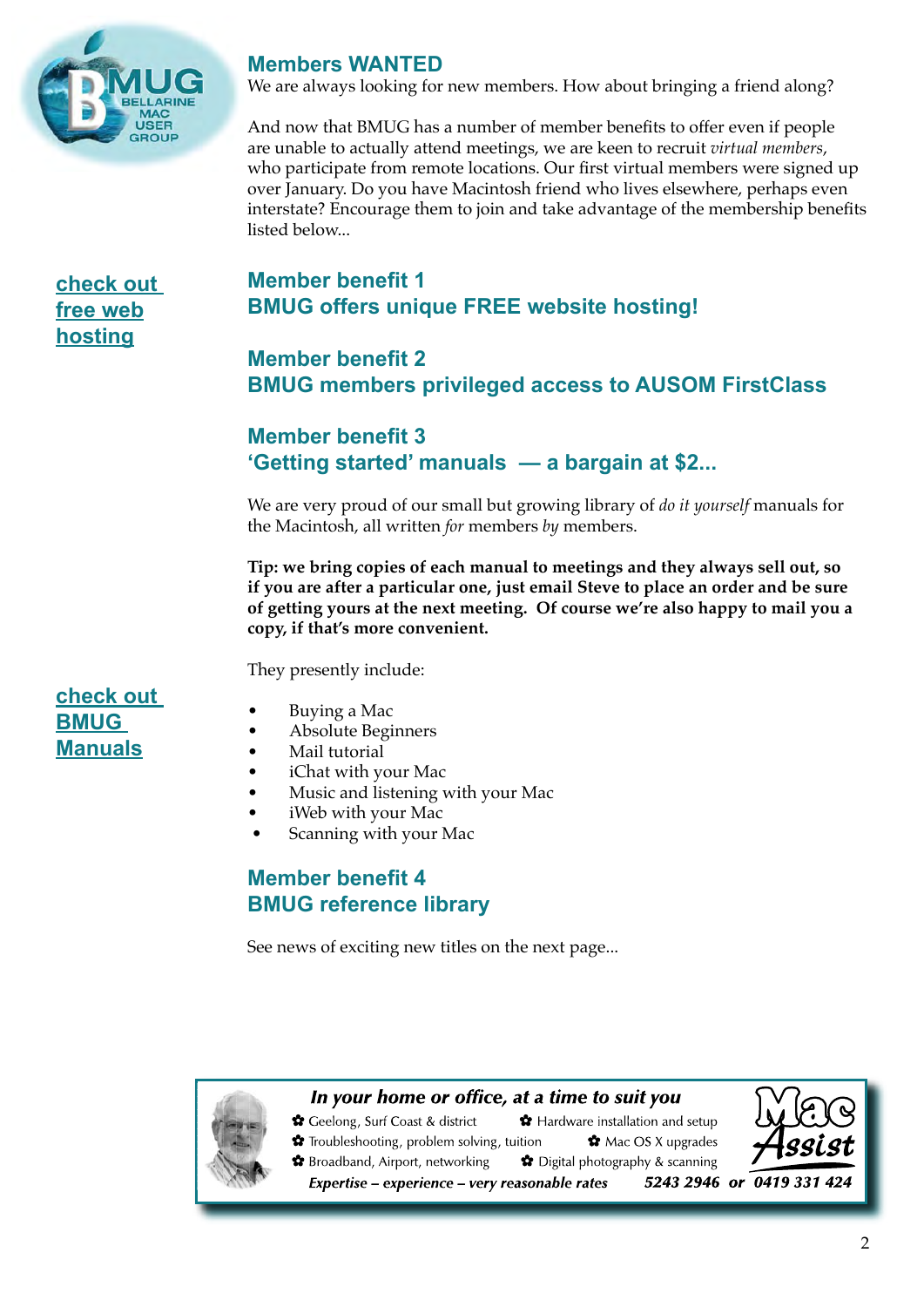## Members WANTED

We are always looking for new members. How about bringing a friend along?

And now that BMUG has a number of member benefits to offer even if people are unable to actually attend meetings, we are keen to recruit *virtual members*, who participate from remote locations. Our first virtual members were signed up over January. Do you have Macintosh friend who lives elsewhere, perhaps even interstate? Encourage them to join and take advantage of the membership benefits listed below...

**check out free web hosting**

## Member benefit 1
## BMUG offers unique FREE website hosting!

## Member benefit 2
## BMUG members privileged access to AUSOM FirstClass

## Member benefit 3
## 'Getting started' manuals — a bargain at $2...

We are very proud of our small but growing library of *do it yourself* manuals for the Macintosh, all written *for* members *by* members.

**Tip: we bring copies of each manual to meetings and they always sell out, so if you are after a particular one, just email Steve to place an order and be sure of getting yours at the next meeting. Of course we're also happy to mail you a copy, if that's more convenient.**

They presently include:

**check out BMUG Manuals**

- Buying a Mac
- Absolute Beginners
- Mail tutorial
- iChat with your Mac
- Music and listening with your Mac
- iWeb with your Mac
- Scanning with your Mac

## Member benefit 4
## BMUG reference library

See news of exciting new titles on the next page...

---

***In your home or office, at a time to suit you***

- Geelong, Surf Coast & district
- Hardware installation and setup
- Troubleshooting, problem solving, tuition
- Mac OS X upgrades
- Broadband, Airport, networking
- Digital photography & scanning

***Expertise – experience – very reasonable rates*** ***5243 2946 or 0419 331 424***

**Mac Assist**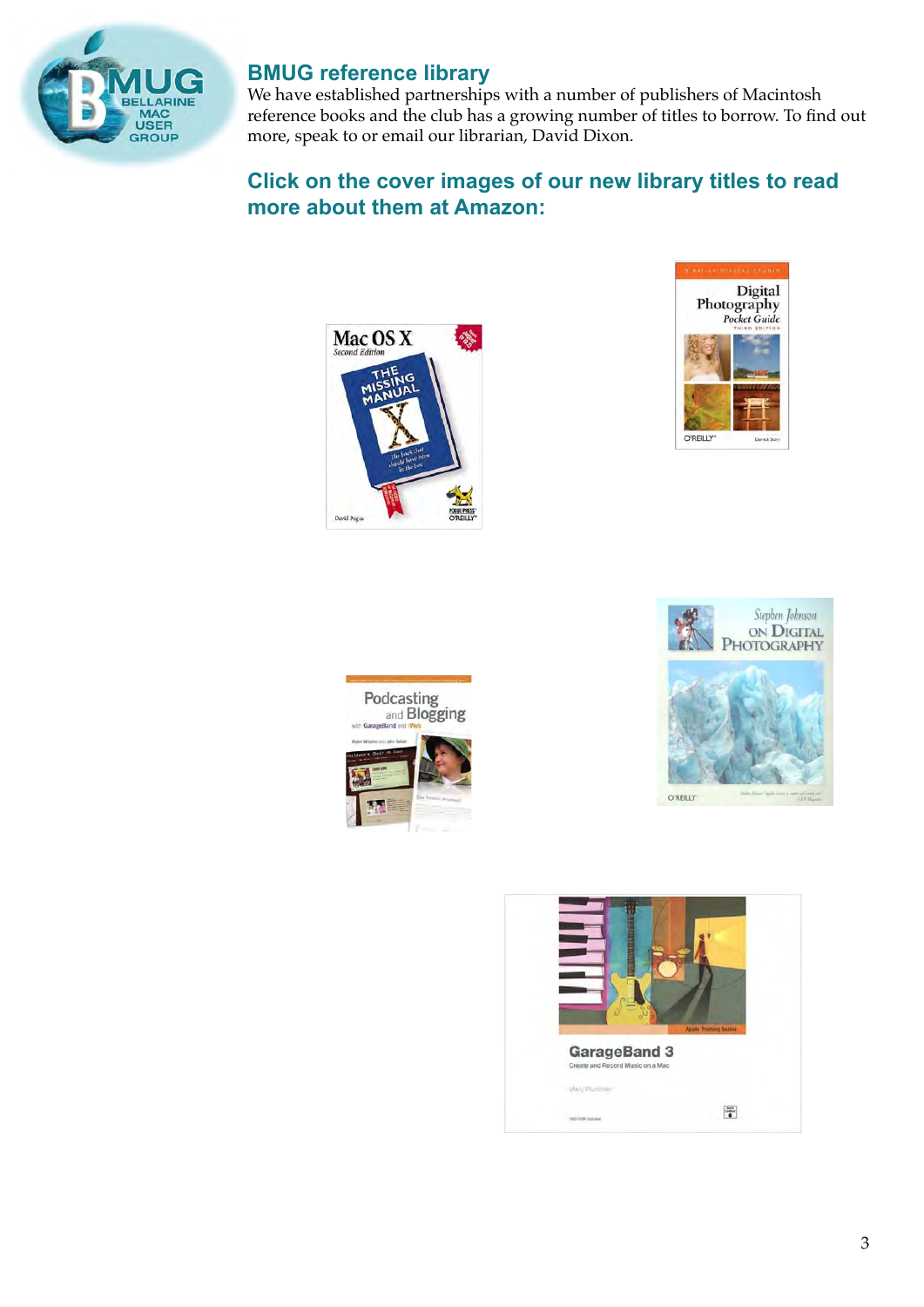## BMUG reference library

We have established partnerships with a number of publishers of Macintosh reference books and the club has a growing number of titles to borrow. To find out more, speak to or email our librarian, David Dixon.

### Click on the cover images of our new library titles to read more about them at Amazon: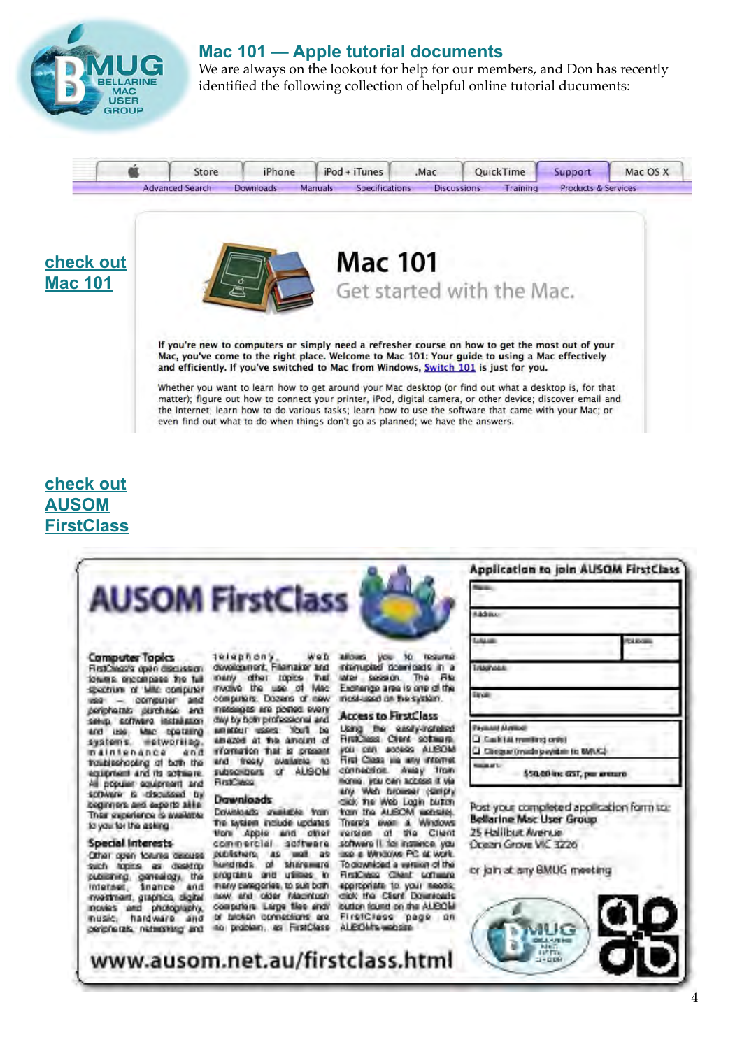## Mac 101 — Apple tutorial documents

We are always on the lookout for help for our members, and Don has recently identified the following collection of helpful online tutorial ducuments:

Store | iPhone | iPod + iTunes | .Mac | QuickTime | Support | Mac OS X

Advanced Search | Downloads | Manuals | Specifications | Discussions | Training | Products & Services

**check out Mac 101**

# Mac 101

Get started with the Mac.

**If you're new to computers or simply need a refresher course on how to get the most out of your Mac, you've come to the right place. Welcome to Mac 101: Your guide to using a Mac effectively and efficiently. If you've switched to Mac from Windows, Switch 101 is just for you.**

Whether you want to learn how to get around your Mac desktop (or find out what a desktop is, for that matter); figure out how to connect your printer, iPod, digital camera, or other device; discover email and the Internet; learn how to do various tasks; learn how to use the software that came with your Mac; or even find out what to do when things don't go as planned; we have the answers.

**check out AUSOM FirstClass**

# AUSOM FirstClass

### Computer Topics

FirstClass's open discussion forums encompass the full spectrum of Mac computer use — computer and peripherals purchase and setup, software installation and use, Mac operating systems, networking, maintenance and troubleshooting of both the equipment and its software. All popular equipment and software is discussed by beginners and experts alike. Their experience is available to you for the asking.

### Special Interests

Other open forums discuss such topics as desktop publishing, genealogy, the Internet, finance and investment, graphics, digital movies and photography, music, hardware and peripherals, networking and telephony, web development, Filemaker and many other topics that involve the use of Mac computers. Dozens of new messages are posted every day by both professional and amateur users. You'll be amazed at the amount of information that is present and freely available to subscribers of AUSOM FirstClass.

### Downloads

Downloads available from the system include updates from Apple and other commercial software publishers, as well as hundreds of shareware programs and utilities, in many categories, to suit both new and older Macintosh computers. Large files and/or broken connections are no problem, as FirstClass allows you to resume interrupted downloads in a later session. The File Exchange area is one of the most-used on the system.

### Access to FirstClass

Using the easily-installed FirstClass Client software, you can access AUSOM First Class via any internet connection. Away from home, you can access it via any Web browser (simply click the Web Login button from the AUSOM website). There's even a Windows version of the Client software if, for instance, you use a Windows PC at work. To download a version of the FirstClass Client software appropriate to your needs, click the Client Downloads button found on the AUSOM FirstClass page on AUSOM's website.

www.ausom.net.au/firstclass.html

### Application to join AUSOM FirstClass

Name:

Address:

Suburb: | Postcode:

Telephone:

Email:

Payment Method:

- Cash (at meeting only)
- Cheque (made payable to BMUG)

Amount: $50.00 inc GST, per annum

Post your completed application form to:
**Bellarine Mac User Group**
25 Hallibut Avenue
Ocean Grove VIC 3226

or join at any BMUG meeting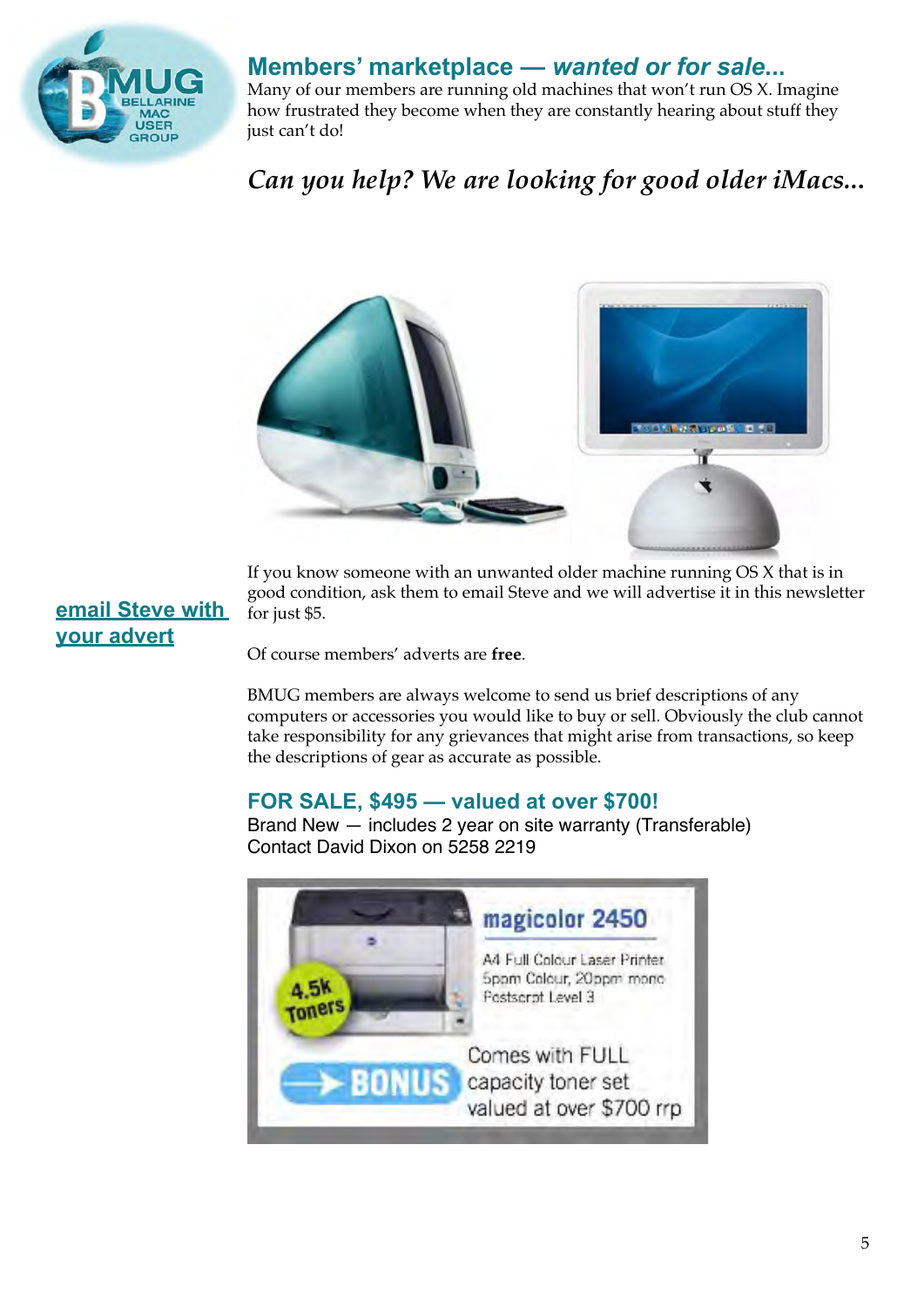## Members' marketplace — *wanted or for sale...*

Many of our members are running old machines that won't run OS X. Imagine how frustrated they become when they are constantly hearing about stuff they just can't do!

### *Can you help? We are looking for good older iMacs...*

If you know someone with an unwanted older machine running OS X that is in good condition, ask them to email Steve and we will advertise it in this newsletter for just $5.

email Steve with your advert

Of course members' adverts are **free**.

BMUG members are always welcome to send us brief descriptions of any computers or accessories you would like to buy or sell. Obviously the club cannot take responsibility for any grievances that might arise from transactions, so keep the descriptions of gear as accurate as possible.

### FOR SALE, $495 — valued at over $700!

Brand New — includes 2 year on site warranty (Transferable)
Contact David Dixon on 5258 2219

magicolor 2450

A4 Full Colour Laser Printer
5ppm Colour, 20ppm mono
Postscript Level 3

4.5k Toners

BONUS Comes with FULL capacity toner set valued at over $700 rrp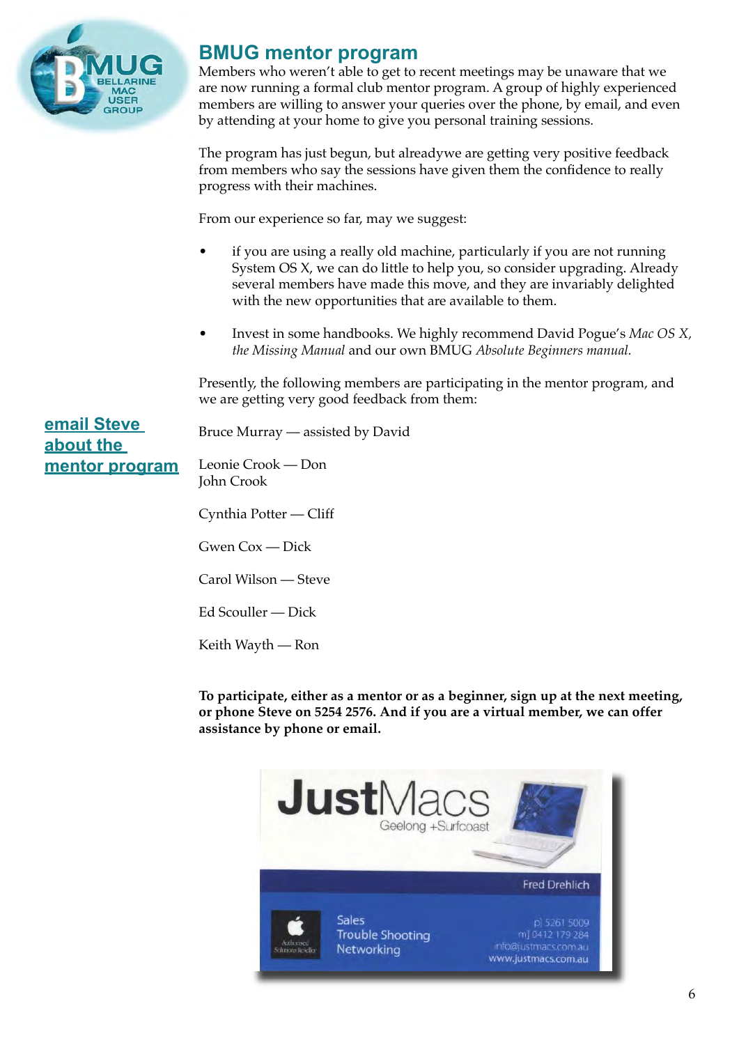## BMUG mentor program

Members who weren't able to get to recent meetings may be unaware that we are now running a formal club mentor program. A group of highly experienced members are willing to answer your queries over the phone, by email, and even by attending at your home to give you personal training sessions.

The program has just begun, but alreadywe are getting very positive feedback from members who say the sessions have given them the confidence to really progress with their machines.

From our experience so far, may we suggest:

- if you are using a really old machine, particularly if you are not running System OS X, we can do little to help you, so consider upgrading. Already several members have made this move, and they are invariably delighted with the new opportunities that are available to them.
- Invest in some handbooks. We highly recommend David Pogue's *Mac OS X, the Missing Manual* and our own BMUG *Absolute Beginners manual.*

Presently, the following members are participating in the mentor program, and we are getting very good feedback from them:

**email Steve about the mentor program**

Bruce Murray — assisted by David

Leonie Crook — Don
John Crook

Cynthia Potter — Cliff

Gwen Cox — Dick

Carol Wilson — Steve

Ed Scouller — Dick

Keith Wayth — Ron

**To participate, either as a mentor or as a beginner, sign up at the next meeting, or phone Steve on 5254 2576. And if you are a virtual member, we can offer assistance by phone or email.**

**JustMacs** Geelong +Surfcoast

Fred Drehlich

Sales
Trouble Shooting
Networking

p] 5261 5009
m] 0412 179 284
info@justmacs.com.au
www.justmacs.com.au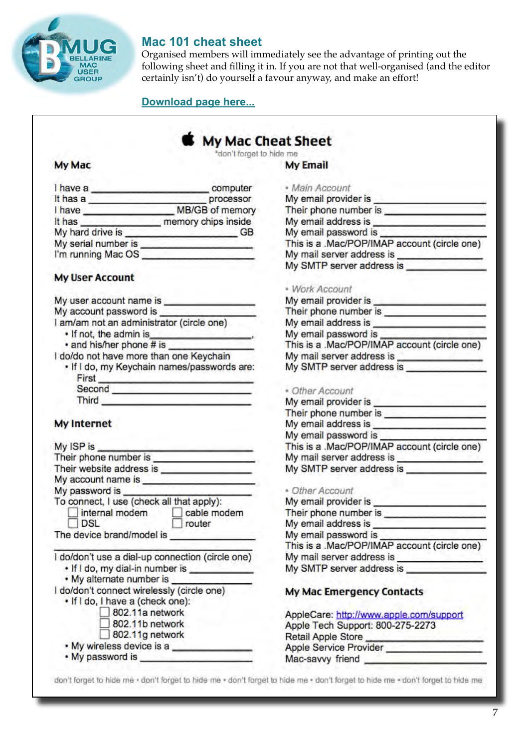## Mac 101 cheat sheet

Organised members will immediately see the advantage of printing out the following sheet and filling it in. If you are not that well-organised (and the editor certainly isn't) do yourself a favour anyway, and make an effort!

**Download page here...**

# My Mac Cheat Sheet

*don't forget to hide me

### My Mac

I have a ____________________ computer
It has a ____________________ processor
I have ____________________ MB/GB of memory
It has ____________________ memory chips inside
My hard drive is ____________________ GB
My serial number is ____________________
I'm running Mac OS ____________________

### My User Account

My user account name is ____________________
My account password is ____________________
I am/am not an administrator (circle one)

- If not, the admin is____________________,
- and his/her phone # is ____________________

I do/do not have more than one Keychain

- If I do, my Keychain names/passwords are:
  - First ____________________
  - Second ____________________
  - Third ____________________

### My Internet

My ISP is ____________________
Their phone number is ____________________
Their website address is ____________________
My account name is ____________________
My password is ____________________
To connect, I use (check all that apply):

- ☐ internal modem
- ☐ cable modem
- ☐ DSL
- ☐ router

The device brand/model is ____________________

I do/don't use a dial-up connection (circle one)

- If I do, my dial-in number is ____________________
- My alternate number is ____________________

I do/don't connect wirelessly (circle one)

- If I do, I have a (check one):
  - ☐ 802.11a network
  - ☐ 802.11b network
  - ☐ 802.11g network
- My wireless device is a ____________________
- My password is ____________________

### My Email

- *Main Account*

My email provider is ____________________
Their phone number is ____________________
My email address is ____________________
My email password is ____________________
This is a .Mac/POP/IMAP account (circle one)
My mail server address is ____________________
My SMTP server address is ____________________

- *Work Account*

My email provider is ____________________
Their phone number is ____________________
My email address is ____________________
My email password is ____________________
This is a .Mac/POP/IMAP account (circle one)
My mail server address is ____________________
My SMTP server address is ____________________

- *Other Account*

My email provider is ____________________
Their phone number is ____________________
My email address is ____________________
My email password is ____________________
This is a .Mac/POP/IMAP account (circle one)
My mail server address is ____________________
My SMTP server address is ____________________

- *Other Account*

My email provider is ____________________
Their phone number is ____________________
My email address is ____________________
My email password is ____________________
This is a .Mac/POP/IMAP account (circle one)
My mail server address is ____________________
My SMTP server address is ____________________

### My Mac Emergency Contacts

AppleCare: http://www.apple.com/support
Apple Tech Support: 800-275-2273
Retail Apple Store ____________________
Apple Service Provider ____________________
Mac-savvy friend ____________________

don't forget to hide me • don't forget to hide me • don't forget to hide me • don't forget to hide me • don't forget to hide me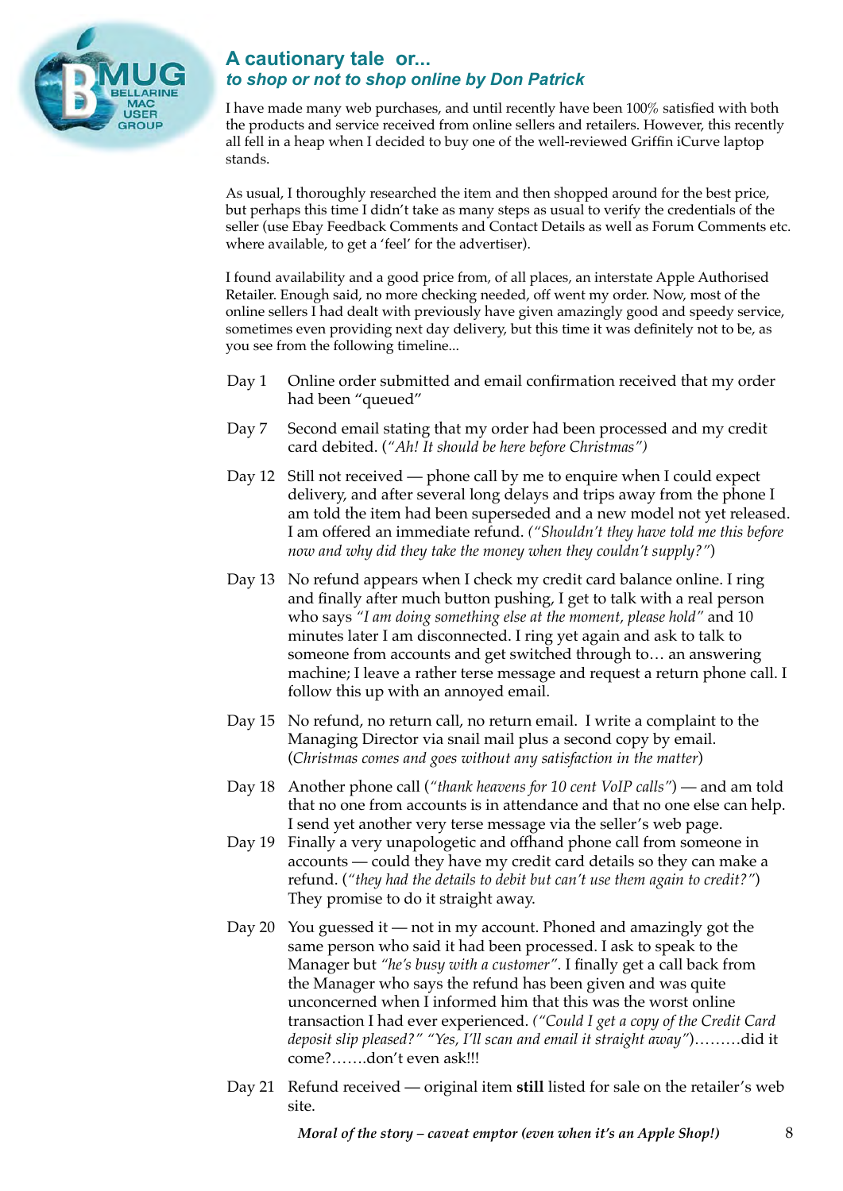## A cautionary tale or...

### *to shop or not to shop online by Don Patrick*

I have made many web purchases, and until recently have been 100% satisfied with both the products and service received from online sellers and retailers. However, this recently all fell in a heap when I decided to buy one of the well-reviewed Griffin iCurve laptop stands.

As usual, I thoroughly researched the item and then shopped around for the best price, but perhaps this time I didn't take as many steps as usual to verify the credentials of the seller (use Ebay Feedback Comments and Contact Details as well as Forum Comments etc. where available, to get a 'feel' for the advertiser).

I found availability and a good price from, of all places, an interstate Apple Authorised Retailer. Enough said, no more checking needed, off went my order. Now, most of the online sellers I had dealt with previously have given amazingly good and speedy service, sometimes even providing next day delivery, but this time it was definitely not to be, as you see from the following timeline...

Day 1 Online order submitted and email confirmation received that my order had been "queued"

Day 7 Second email stating that my order had been processed and my credit card debited. (*"Ah! It should be here before Christmas"*)

Day 12 Still not received — phone call by me to enquire when I could expect delivery, and after several long delays and trips away from the phone I am told the item had been superseded and a new model not yet released. I am offered an immediate refund. (*"Shouldn't they have told me this before now and why did they take the money when they couldn't supply?"*)

Day 13 No refund appears when I check my credit card balance online. I ring and finally after much button pushing, I get to talk with a real person who says *"I am doing something else at the moment, please hold"* and 10 minutes later I am disconnected. I ring yet again and ask to talk to someone from accounts and get switched through to… an answering machine; I leave a rather terse message and request a return phone call. I follow this up with an annoyed email.

Day 15 No refund, no return call, no return email. I write a complaint to the Managing Director via snail mail plus a second copy by email. (*Christmas comes and goes without any satisfaction in the matter*)

Day 18 Another phone call (*"thank heavens for 10 cent VoIP calls"*) — and am told that no one from accounts is in attendance and that no one else can help. I send yet another very terse message via the seller's web page.

Day 19 Finally a very unapologetic and offhand phone call from someone in accounts — could they have my credit card details so they can make a refund. (*"they had the details to debit but can't use them again to credit?"*) They promise to do it straight away.

Day 20 You guessed it — not in my account. Phoned and amazingly got the same person who said it had been processed. I ask to speak to the Manager but *"he's busy with a customer"*. I finally get a call back from the Manager who says the refund has been given and was quite unconcerned when I informed him that this was the worst online transaction I had ever experienced. (*"Could I get a copy of the Credit Card deposit slip pleased?" "Yes, I'll scan and email it straight away"*)………did it come?…….don't even ask!!!

Day 21 Refund received — original item **still** listed for sale on the retailer's web site.

***Moral of the story – caveat emptor (even when it's an Apple Shop!)***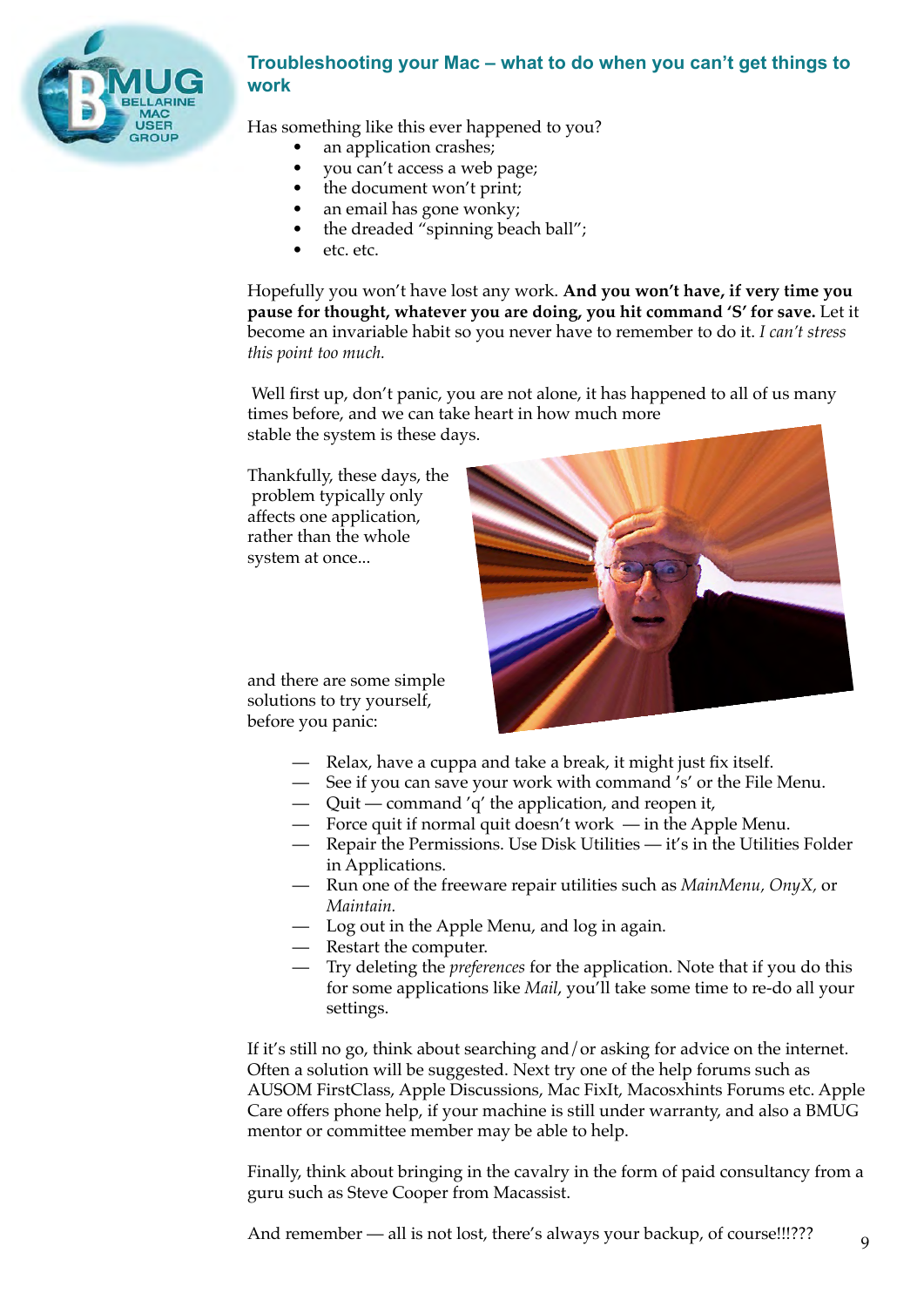## Troubleshooting your Mac – what to do when you can't get things to work

Has something like this ever happened to you?

- an application crashes;
- you can't access a web page;
- the document won't print;
- an email has gone wonky;
- the dreaded "spinning beach ball";
- etc. etc.

Hopefully you won't have lost any work. **And you won't have, if very time you pause for thought, whatever you are doing, you hit command 'S' for save.** Let it become an invariable habit so you never have to remember to do it. *I can't stress this point too much.*

Well first up, don't panic, you are not alone, it has happened to all of us many times before, and we can take heart in how much more stable the system is these days.

Thankfully, these days, the problem typically only affects one application, rather than the whole system at once...

and there are some simple solutions to try yourself, before you panic:

— Relax, have a cuppa and take a break, it might just fix itself.
— See if you can save your work with command 's' or the File Menu.
— Quit — command 'q' the application, and reopen it,
— Force quit if normal quit doesn't work — in the Apple Menu.
— Repair the Permissions. Use Disk Utilities — it's in the Utilities Folder in Applications.
— Run one of the freeware repair utilities such as *MainMenu, OnyX*, or *Maintain.*
— Log out in the Apple Menu, and log in again.
— Restart the computer.
— Try deleting the *preferences* for the application. Note that if you do this for some applications like *Mail*, you'll take some time to re-do all your settings.

If it's still no go, think about searching and/or asking for advice on the internet. Often a solution will be suggested. Next try one of the help forums such as AUSOM FirstClass, Apple Discussions, Mac FixIt, Macosxhints Forums etc. Apple Care offers phone help, if your machine is still under warranty, and also a BMUG mentor or committee member may be able to help.

Finally, think about bringing in the cavalry in the form of paid consultancy from a guru such as Steve Cooper from Macassist.

And remember — all is not lost, there's always your backup, of course!!!???